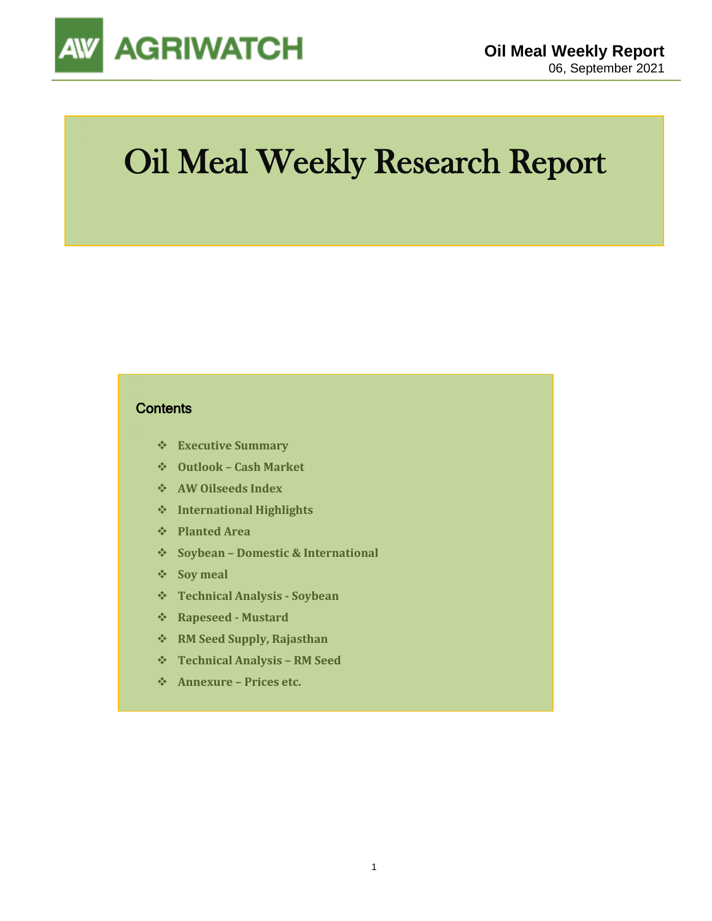AGRIWATCH

**Oil Meal Weekly Report**
06, September 2021

# Oil Meal Weekly Research Report

## Contents

- **Executive Summary**
- **Outlook – Cash Market**
- **AW Oilseeds Index**
- **International Highlights**
- **Planted Area**
- **Soybean – Domestic & International**
- **Soy meal**
- **Technical Analysis - Soybean**
- **Rapeseed - Mustard**
- **RM Seed Supply, Rajasthan**
- **Technical Analysis – RM Seed**
- **Annexure – Prices etc.**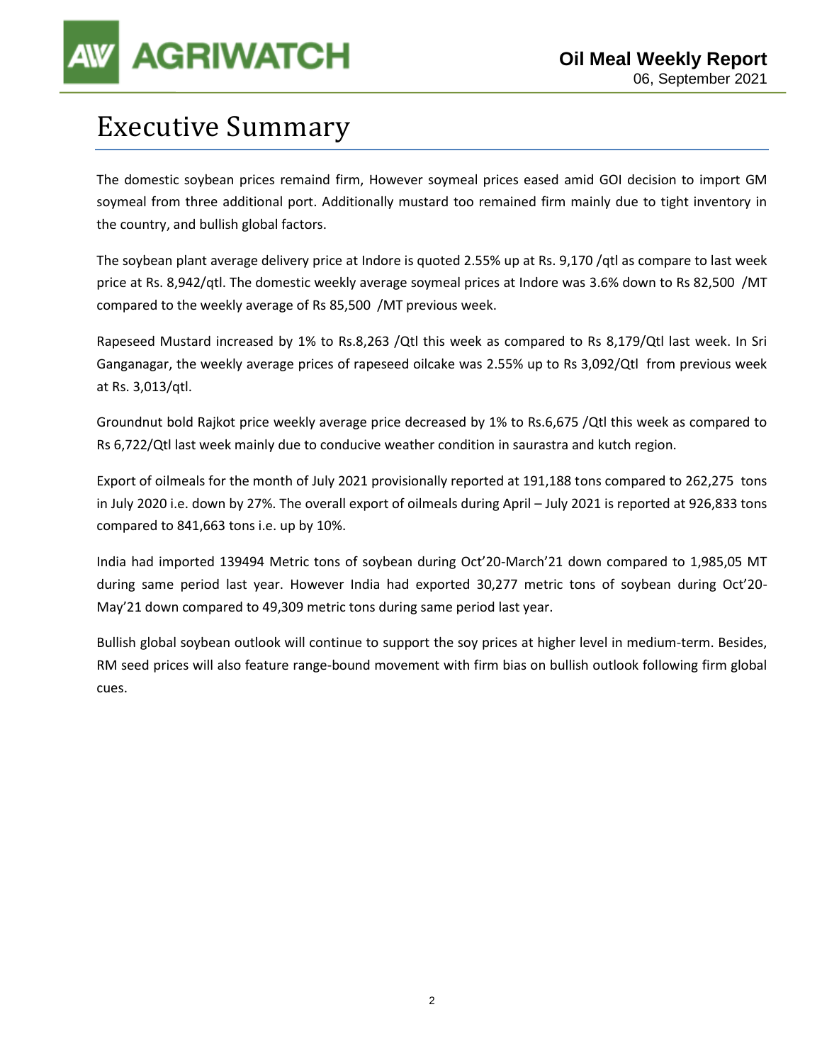# Executive Summary

The domestic soybean prices remaind firm, However soymeal prices eased amid GOI decision to import GM soymeal from three additional port. Additionally mustard too remained firm mainly due to tight inventory in the country, and bullish global factors.

The soybean plant average delivery price at Indore is quoted 2.55% up at Rs. 9,170 /qtl as compare to last week price at Rs. 8,942/qtl. The domestic weekly average soymeal prices at Indore was 3.6% down to Rs 82,500 /MT compared to the weekly average of Rs 85,500 /MT previous week.

Rapeseed Mustard increased by 1% to Rs.8,263 /Qtl this week as compared to Rs 8,179/Qtl last week. In Sri Ganganagar, the weekly average prices of rapeseed oilcake was 2.55% up to Rs 3,092/Qtl from previous week at Rs. 3,013/qtl.

Groundnut bold Rajkot price weekly average price decreased by 1% to Rs.6,675 /Qtl this week as compared to Rs 6,722/Qtl last week mainly due to conducive weather condition in saurastra and kutch region.

Export of oilmeals for the month of July 2021 provisionally reported at 191,188 tons compared to 262,275 tons in July 2020 i.e. down by 27%. The overall export of oilmeals during April – July 2021 is reported at 926,833 tons compared to 841,663 tons i.e. up by 10%.

India had imported 139494 Metric tons of soybean during Oct'20-March'21 down compared to 1,985,05 MT during same period last year. However India had exported 30,277 metric tons of soybean during Oct'20-May'21 down compared to 49,309 metric tons during same period last year.

Bullish global soybean outlook will continue to support the soy prices at higher level in medium-term. Besides, RM seed prices will also feature range-bound movement with firm bias on bullish outlook following firm global cues.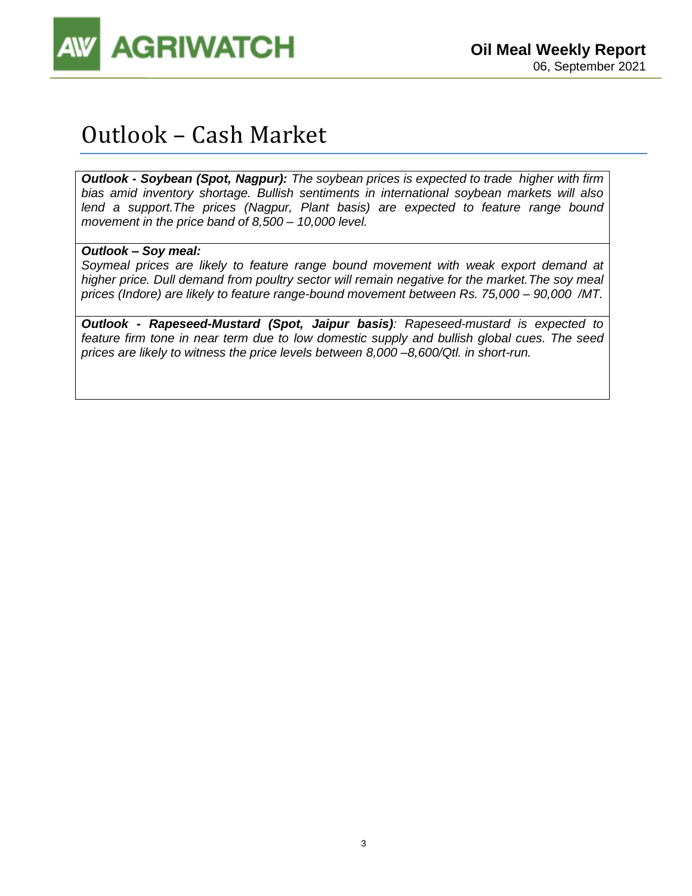# Outlook – Cash Market

***Outlook - Soybean (Spot, Nagpur):*** *The soybean prices is expected to trade higher with firm bias amid inventory shortage. Bullish sentiments in international soybean markets will also lend a support.The prices (Nagpur, Plant basis) are expected to feature range bound movement in the price band of 8,500 – 10,000 level.*

***Outlook – Soy meal:***

*Soymeal prices are likely to feature range bound movement with weak export demand at higher price. Dull demand from poultry sector will remain negative for the market.The soy meal prices (Indore) are likely to feature range-bound movement between Rs. 75,000 – 90,000 /MT.*

***Outlook - Rapeseed-Mustard (Spot, Jaipur basis)****: Rapeseed-mustard is expected to feature firm tone in near term due to low domestic supply and bullish global cues. The seed prices are likely to witness the price levels between 8,000 –8,600/Qtl. in short-run.*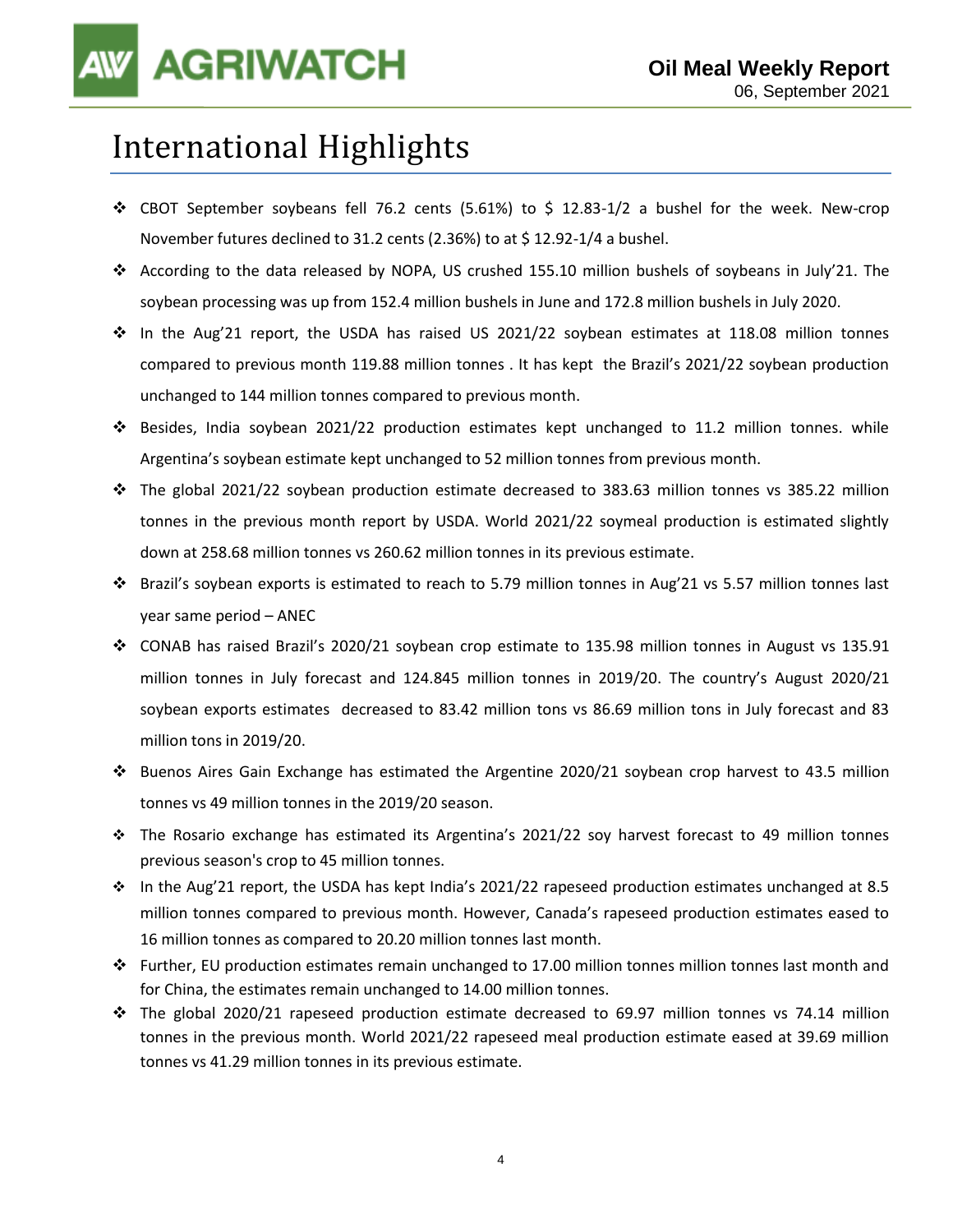# International Highlights

- CBOT September soybeans fell 76.2 cents (5.61%) to $ 12.83-1/2 a bushel for the week. New-crop November futures declined to 31.2 cents (2.36%) to at $ 12.92-1/4 a bushel.
- According to the data released by NOPA, US crushed 155.10 million bushels of soybeans in July'21. The soybean processing was up from 152.4 million bushels in June and 172.8 million bushels in July 2020.
- In the Aug'21 report, the USDA has raised US 2021/22 soybean estimates at 118.08 million tonnes compared to previous month 119.88 million tonnes . It has kept the Brazil's 2021/22 soybean production unchanged to 144 million tonnes compared to previous month.
- Besides, India soybean 2021/22 production estimates kept unchanged to 11.2 million tonnes. while Argentina's soybean estimate kept unchanged to 52 million tonnes from previous month.
- The global 2021/22 soybean production estimate decreased to 383.63 million tonnes vs 385.22 million tonnes in the previous month report by USDA. World 2021/22 soymeal production is estimated slightly down at 258.68 million tonnes vs 260.62 million tonnes in its previous estimate.
- Brazil's soybean exports is estimated to reach to 5.79 million tonnes in Aug'21 vs 5.57 million tonnes last year same period – ANEC
- CONAB has raised Brazil's 2020/21 soybean crop estimate to 135.98 million tonnes in August vs 135.91 million tonnes in July forecast and 124.845 million tonnes in 2019/20. The country's August 2020/21 soybean exports estimates decreased to 83.42 million tons vs 86.69 million tons in July forecast and 83 million tons in 2019/20.
- Buenos Aires Gain Exchange has estimated the Argentine 2020/21 soybean crop harvest to 43.5 million tonnes vs 49 million tonnes in the 2019/20 season.
- The Rosario exchange has estimated its Argentina's 2021/22 soy harvest forecast to 49 million tonnes previous season's crop to 45 million tonnes.
- In the Aug'21 report, the USDA has kept India's 2021/22 rapeseed production estimates unchanged at 8.5 million tonnes compared to previous month. However, Canada's rapeseed production estimates eased to 16 million tonnes as compared to 20.20 million tonnes last month.
- Further, EU production estimates remain unchanged to 17.00 million tonnes million tonnes last month and for China, the estimates remain unchanged to 14.00 million tonnes.
- The global 2020/21 rapeseed production estimate decreased to 69.97 million tonnes vs 74.14 million tonnes in the previous month. World 2021/22 rapeseed meal production estimate eased at 39.69 million tonnes vs 41.29 million tonnes in its previous estimate.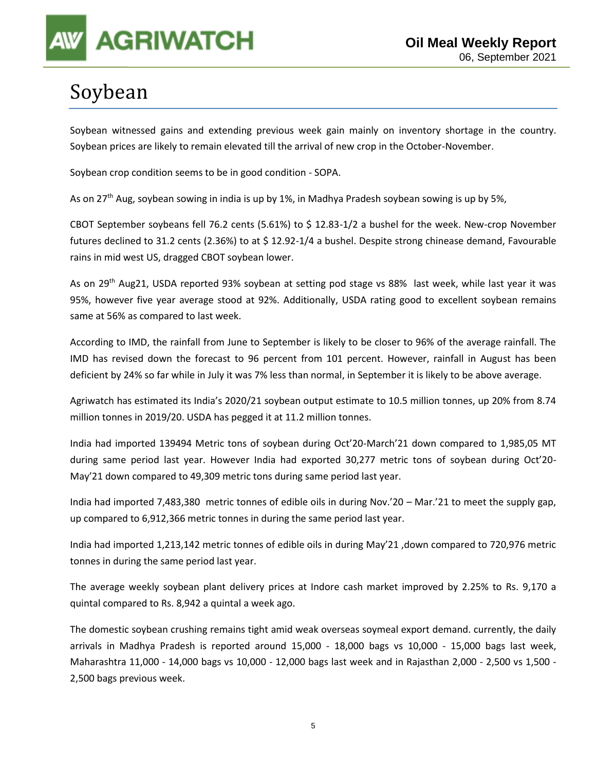# Soybean

Soybean witnessed gains and extending previous week gain mainly on inventory shortage in the country. Soybean prices are likely to remain elevated till the arrival of new crop in the October-November.

Soybean crop condition seems to be in good condition - SOPA.

As on 27th Aug, soybean sowing in india is up by 1%, in Madhya Pradesh soybean sowing is up by 5%,

CBOT September soybeans fell 76.2 cents (5.61%) to $ 12.83-1/2 a bushel for the week. New-crop November futures declined to 31.2 cents (2.36%) to at $ 12.92-1/4 a bushel. Despite strong chinease demand, Favourable rains in mid west US, dragged CBOT soybean lower.

As on 29th Aug21, USDA reported 93% soybean at setting pod stage vs 88% last week, while last year it was 95%, however five year average stood at 92%. Additionally, USDA rating good to excellent soybean remains same at 56% as compared to last week.

According to IMD, the rainfall from June to September is likely to be closer to 96% of the average rainfall. The IMD has revised down the forecast to 96 percent from 101 percent. However, rainfall in August has been deficient by 24% so far while in July it was 7% less than normal, in September it is likely to be above average.

Agriwatch has estimated its India's 2020/21 soybean output estimate to 10.5 million tonnes, up 20% from 8.74 million tonnes in 2019/20. USDA has pegged it at 11.2 million tonnes.

India had imported 139494 Metric tons of soybean during Oct'20-March'21 down compared to 1,985,05 MT during same period last year. However India had exported 30,277 metric tons of soybean during Oct'20-May'21 down compared to 49,309 metric tons during same period last year.

India had imported 7,483,380 metric tonnes of edible oils in during Nov.'20 – Mar.'21 to meet the supply gap, up compared to 6,912,366 metric tonnes in during the same period last year.

India had imported 1,213,142 metric tonnes of edible oils in during May'21 ,down compared to 720,976 metric tonnes in during the same period last year.

The average weekly soybean plant delivery prices at Indore cash market improved by 2.25% to Rs. 9,170 a quintal compared to Rs. 8,942 a quintal a week ago.

The domestic soybean crushing remains tight amid weak overseas soymeal export demand. currently, the daily arrivals in Madhya Pradesh is reported around 15,000 - 18,000 bags vs 10,000 - 15,000 bags last week, Maharashtra 11,000 - 14,000 bags vs 10,000 - 12,000 bags last week and in Rajasthan 2,000 - 2,500 vs 1,500 - 2,500 bags previous week.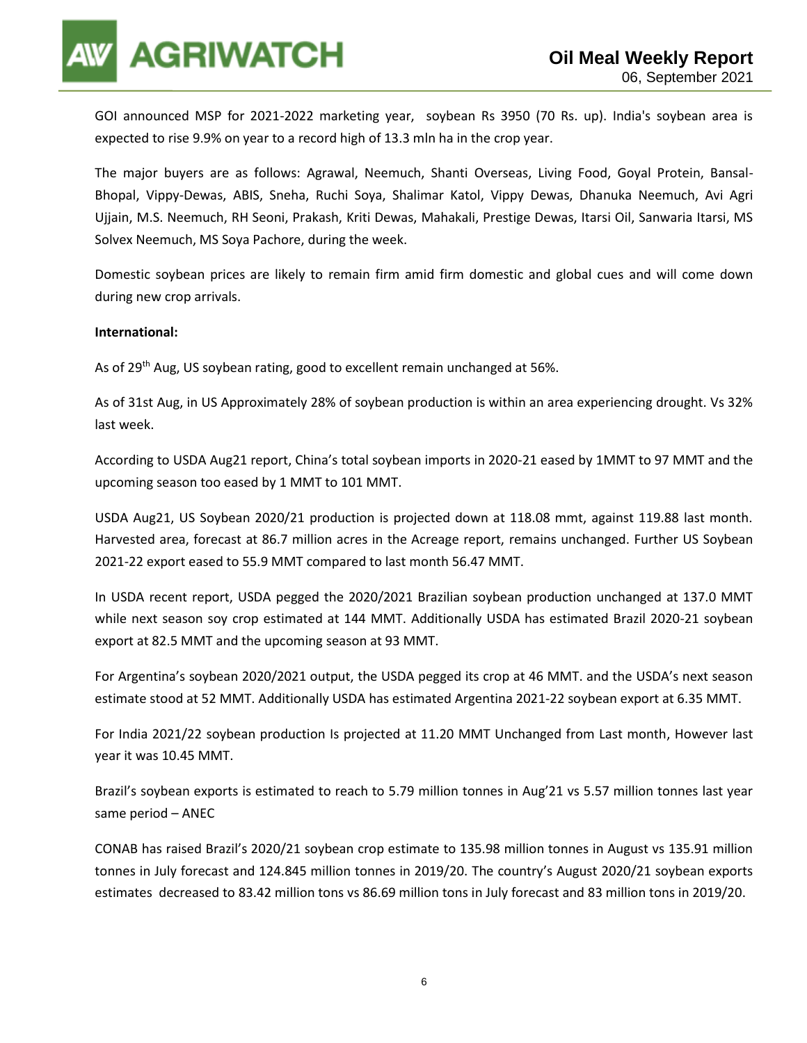GOI announced MSP for 2021-2022 marketing year, soybean Rs 3950 (70 Rs. up). India's soybean area is expected to rise 9.9% on year to a record high of 13.3 mln ha in the crop year.

The major buyers are as follows: Agrawal, Neemuch, Shanti Overseas, Living Food, Goyal Protein, Bansal-Bhopal, Vippy-Dewas, ABIS, Sneha, Ruchi Soya, Shalimar Katol, Vippy Dewas, Dhanuka Neemuch, Avi Agri Ujjain, M.S. Neemuch, RH Seoni, Prakash, Kriti Dewas, Mahakali, Prestige Dewas, Itarsi Oil, Sanwaria Itarsi, MS Solvex Neemuch, MS Soya Pachore, during the week.

Domestic soybean prices are likely to remain firm amid firm domestic and global cues and will come down during new crop arrivals.

**International:**

As of 29th Aug, US soybean rating, good to excellent remain unchanged at 56%.

As of 31st Aug, in US Approximately 28% of soybean production is within an area experiencing drought. Vs 32% last week.

According to USDA Aug21 report, China's total soybean imports in 2020-21 eased by 1MMT to 97 MMT and the upcoming season too eased by 1 MMT to 101 MMT.

USDA Aug21, US Soybean 2020/21 production is projected down at 118.08 mmt, against 119.88 last month. Harvested area, forecast at 86.7 million acres in the Acreage report, remains unchanged. Further US Soybean 2021-22 export eased to 55.9 MMT compared to last month 56.47 MMT.

In USDA recent report, USDA pegged the 2020/2021 Brazilian soybean production unchanged at 137.0 MMT while next season soy crop estimated at 144 MMT. Additionally USDA has estimated Brazil 2020-21 soybean export at 82.5 MMT and the upcoming season at 93 MMT.

For Argentina's soybean 2020/2021 output, the USDA pegged its crop at 46 MMT. and the USDA's next season estimate stood at 52 MMT. Additionally USDA has estimated Argentina 2021-22 soybean export at 6.35 MMT.

For India 2021/22 soybean production Is projected at 11.20 MMT Unchanged from Last month, However last year it was 10.45 MMT.

Brazil's soybean exports is estimated to reach to 5.79 million tonnes in Aug'21 vs 5.57 million tonnes last year same period – ANEC

CONAB has raised Brazil's 2020/21 soybean crop estimate to 135.98 million tonnes in August vs 135.91 million tonnes in July forecast and 124.845 million tonnes in 2019/20. The country's August 2020/21 soybean exports estimates decreased to 83.42 million tons vs 86.69 million tons in July forecast and 83 million tons in 2019/20.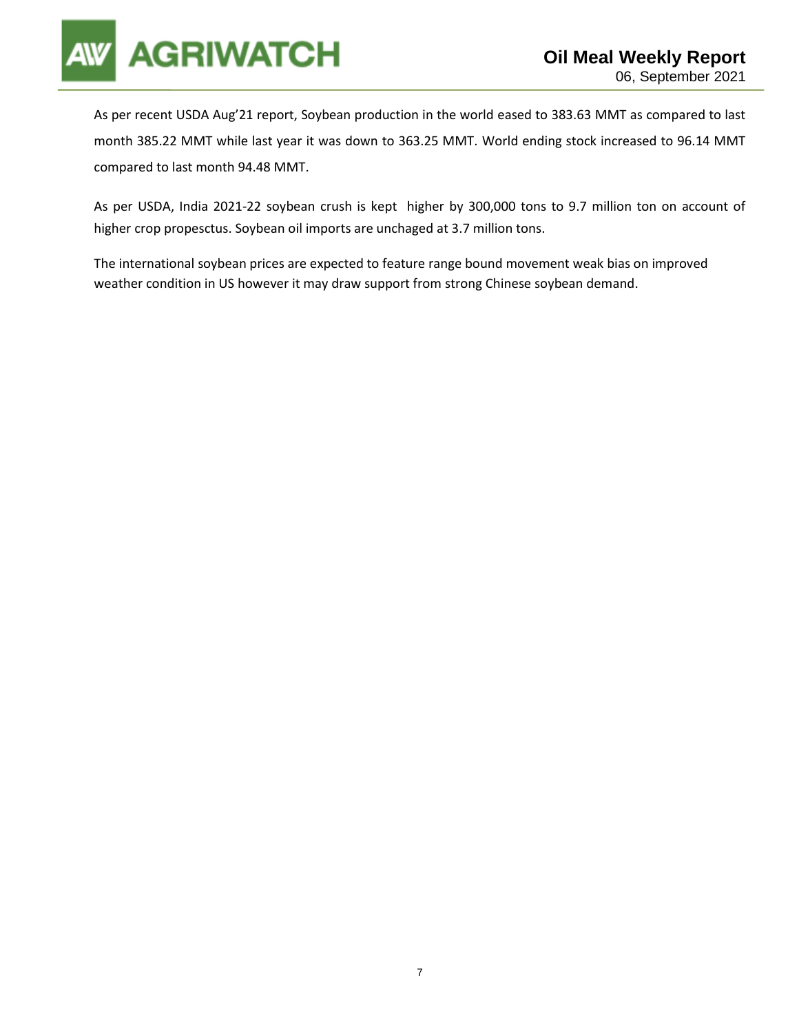As per recent USDA Aug'21 report, Soybean production in the world eased to 383.63 MMT as compared to last month 385.22 MMT while last year it was down to 363.25 MMT. World ending stock increased to 96.14 MMT compared to last month 94.48 MMT.

As per USDA, India 2021-22 soybean crush is kept higher by 300,000 tons to 9.7 million ton on account of higher crop propesctus. Soybean oil imports are unchaged at 3.7 million tons.

The international soybean prices are expected to feature range bound movement weak bias on improved weather condition in US however it may draw support from strong Chinese soybean demand.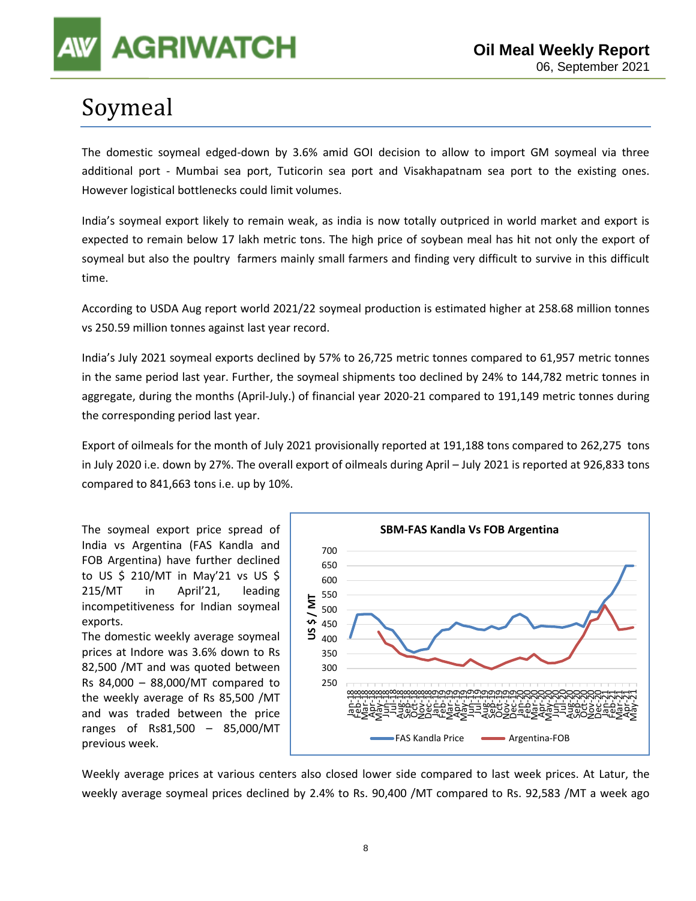# Soymeal

The domestic soymeal edged-down by 3.6% amid GOI decision to allow to import GM soymeal via three additional port - Mumbai sea port, Tuticorin sea port and Visakhapatnam sea port to the existing ones. However logistical bottlenecks could limit volumes.

India's soymeal export likely to remain weak, as india is now totally outpriced in world market and export is expected to remain below 17 lakh metric tons. The high price of soybean meal has hit not only the export of soymeal but also the poultry farmers mainly small farmers and finding very difficult to survive in this difficult time.

According to USDA Aug report world 2021/22 soymeal production is estimated higher at 258.68 million tonnes vs 250.59 million tonnes against last year record.

India's July 2021 soymeal exports declined by 57% to 26,725 metric tonnes compared to 61,957 metric tonnes in the same period last year. Further, the soymeal shipments too declined by 24% to 144,782 metric tonnes in aggregate, during the months (April-July.) of financial year 2020-21 compared to 191,149 metric tonnes during the corresponding period last year.

Export of oilmeals for the month of July 2021 provisionally reported at 191,188 tons compared to 262,275 tons in July 2020 i.e. down by 27%. The overall export of oilmeals during April – July 2021 is reported at 926,833 tons compared to 841,663 tons i.e. up by 10%.

The soymeal export price spread of India vs Argentina (FAS Kandla and FOB Argentina) have further declined to US $ 210/MT in May'21 vs US $ 215/MT in April'21, leading incompetitiveness for Indian soymeal exports.

The domestic weekly average soymeal prices at Indore was 3.6% down to Rs 82,500 /MT and was quoted between Rs 84,000 – 88,000/MT compared to the weekly average of Rs 85,500 /MT and was traded between the price ranges of Rs81,500 – 85,000/MT previous week.

**SBM-FAS Kandla Vs FOB Argentina**

(Chart: US $ / MT, Jan-18 to May-21; series: FAS Kandla Price, Argentina-FOB)

Weekly average prices at various centers also closed lower side compared to last week prices. At Latur, the weekly average soymeal prices declined by 2.4% to Rs. 90,400 /MT compared to Rs. 92,583 /MT a week ago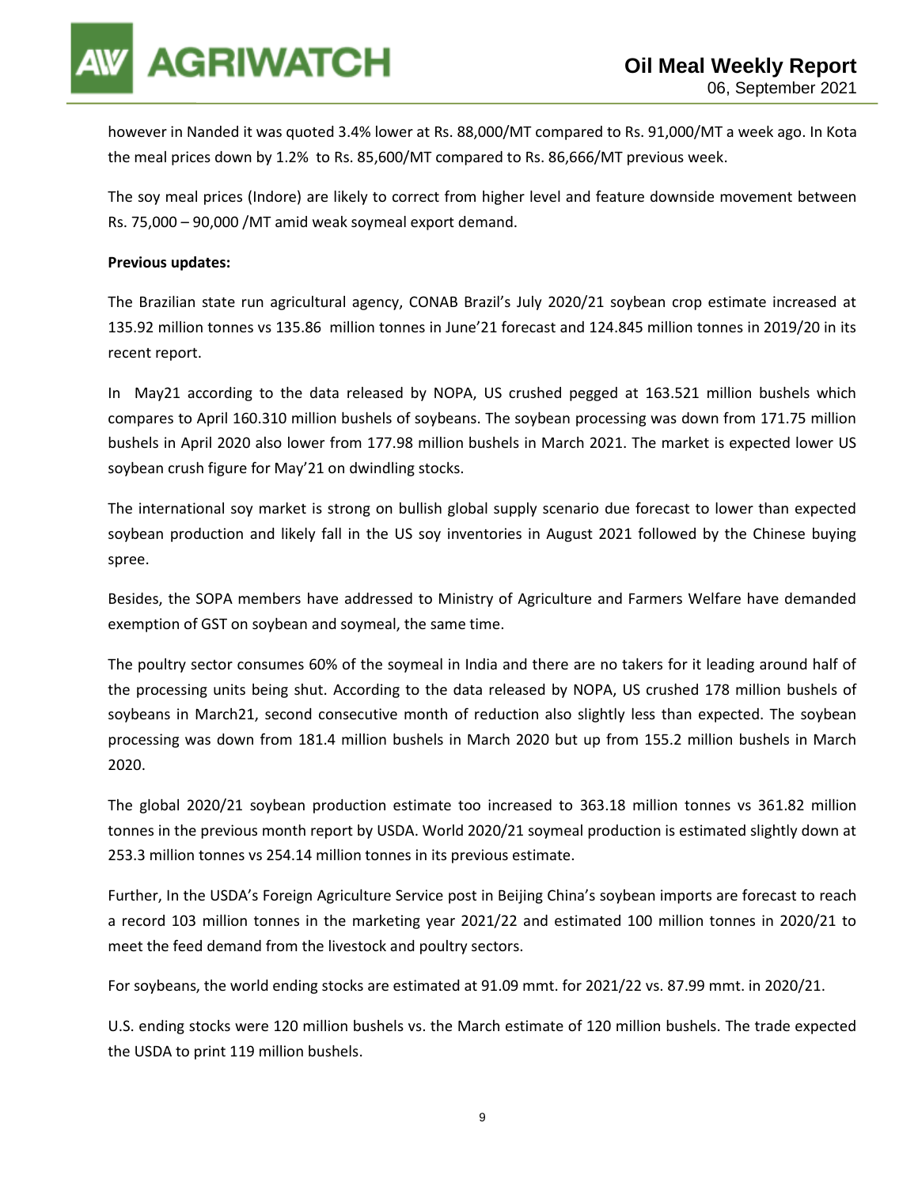however in Nanded it was quoted 3.4% lower at Rs. 88,000/MT compared to Rs. 91,000/MT a week ago. In Kota the meal prices down by 1.2% to Rs. 85,600/MT compared to Rs. 86,666/MT previous week.

The soy meal prices (Indore) are likely to correct from higher level and feature downside movement between Rs. 75,000 – 90,000 /MT amid weak soymeal export demand.

**Previous updates:**

The Brazilian state run agricultural agency, CONAB Brazil's July 2020/21 soybean crop estimate increased at 135.92 million tonnes vs 135.86 million tonnes in June'21 forecast and 124.845 million tonnes in 2019/20 in its recent report.

In May21 according to the data released by NOPA, US crushed pegged at 163.521 million bushels which compares to April 160.310 million bushels of soybeans. The soybean processing was down from 171.75 million bushels in April 2020 also lower from 177.98 million bushels in March 2021. The market is expected lower US soybean crush figure for May'21 on dwindling stocks.

The international soy market is strong on bullish global supply scenario due forecast to lower than expected soybean production and likely fall in the US soy inventories in August 2021 followed by the Chinese buying spree.

Besides, the SOPA members have addressed to Ministry of Agriculture and Farmers Welfare have demanded exemption of GST on soybean and soymeal, the same time.

The poultry sector consumes 60% of the soymeal in India and there are no takers for it leading around half of the processing units being shut. According to the data released by NOPA, US crushed 178 million bushels of soybeans in March21, second consecutive month of reduction also slightly less than expected. The soybean processing was down from 181.4 million bushels in March 2020 but up from 155.2 million bushels in March 2020.

The global 2020/21 soybean production estimate too increased to 363.18 million tonnes vs 361.82 million tonnes in the previous month report by USDA. World 2020/21 soymeal production is estimated slightly down at 253.3 million tonnes vs 254.14 million tonnes in its previous estimate.

Further, In the USDA's Foreign Agriculture Service post in Beijing China's soybean imports are forecast to reach a record 103 million tonnes in the marketing year 2021/22 and estimated 100 million tonnes in 2020/21 to meet the feed demand from the livestock and poultry sectors.

For soybeans, the world ending stocks are estimated at 91.09 mmt. for 2021/22 vs. 87.99 mmt. in 2020/21.

U.S. ending stocks were 120 million bushels vs. the March estimate of 120 million bushels. The trade expected the USDA to print 119 million bushels.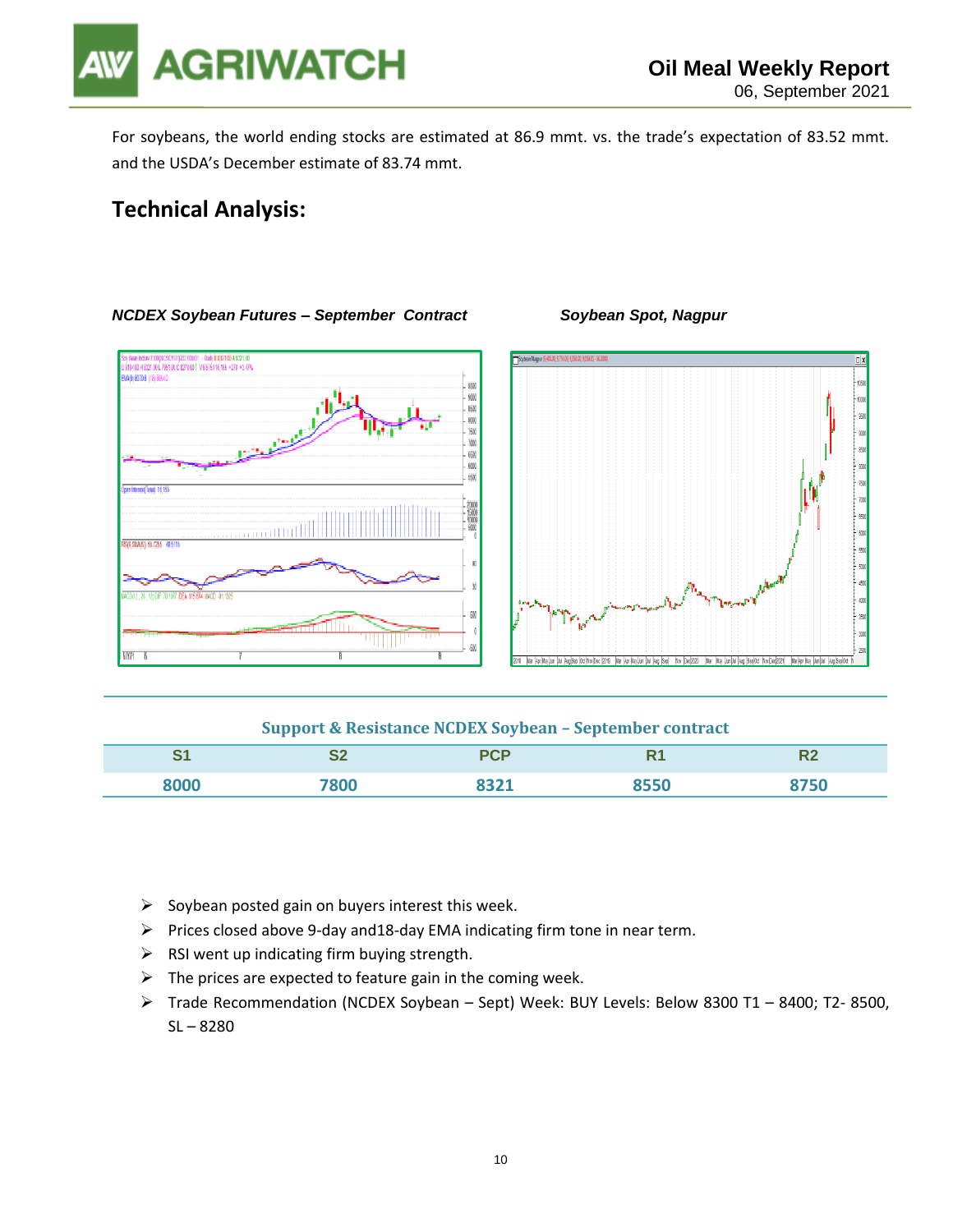For soybeans, the world ending stocks are estimated at 86.9 mmt. vs. the trade's expectation of 83.52 mmt. and the USDA's December estimate of 83.74 mmt.

## Technical Analysis:

***NCDEX Soybean Futures – September Contract***

***Soybean Spot, Nagpur***

**Support & Resistance NCDEX Soybean – September contract**

| S1 | S2 | PCP | R1 | R2 |
|---|---|---|---|---|
| 8000 | 7800 | 8321 | 8550 | 8750 |

- Soybean posted gain on buyers interest this week.
- Prices closed above 9-day and18-day EMA indicating firm tone in near term.
- RSI went up indicating firm buying strength.
- The prices are expected to feature gain in the coming week.
- Trade Recommendation (NCDEX Soybean – Sept) Week: BUY Levels: Below 8300 T1 – 8400; T2- 8500, SL – 8280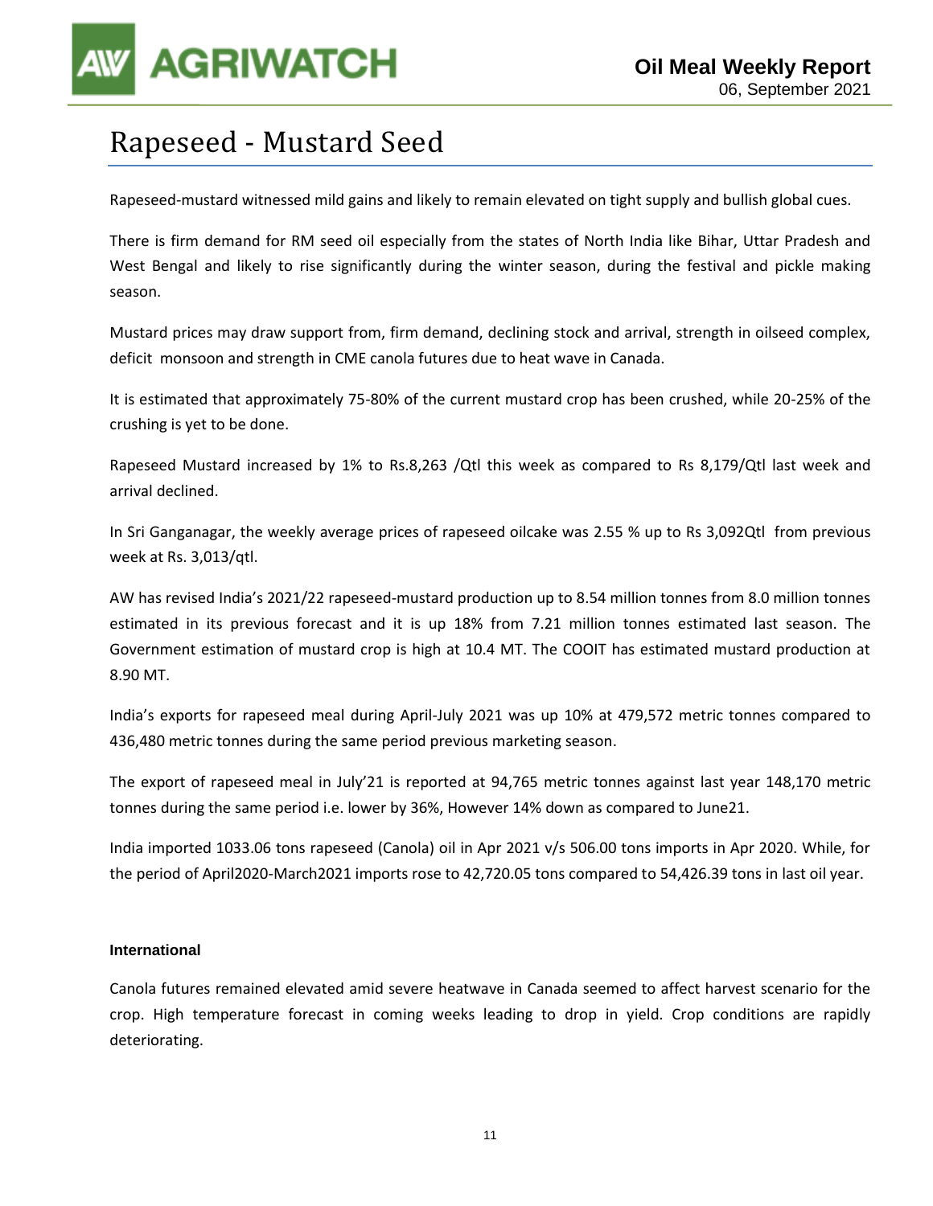# Rapeseed - Mustard Seed

Rapeseed-mustard witnessed mild gains and likely to remain elevated on tight supply and bullish global cues.

There is firm demand for RM seed oil especially from the states of North India like Bihar, Uttar Pradesh and West Bengal and likely to rise significantly during the winter season, during the festival and pickle making season.

Mustard prices may draw support from, firm demand, declining stock and arrival, strength in oilseed complex, deficit monsoon and strength in CME canola futures due to heat wave in Canada.

It is estimated that approximately 75-80% of the current mustard crop has been crushed, while 20-25% of the crushing is yet to be done.

Rapeseed Mustard increased by 1% to Rs.8,263 /Qtl this week as compared to Rs 8,179/Qtl last week and arrival declined.

In Sri Ganganagar, the weekly average prices of rapeseed oilcake was 2.55 % up to Rs 3,092Qtl from previous week at Rs. 3,013/qtl.

AW has revised India's 2021/22 rapeseed-mustard production up to 8.54 million tonnes from 8.0 million tonnes estimated in its previous forecast and it is up 18% from 7.21 million tonnes estimated last season. The Government estimation of mustard crop is high at 10.4 MT. The COOIT has estimated mustard production at 8.90 MT.

India's exports for rapeseed meal during April-July 2021 was up 10% at 479,572 metric tonnes compared to 436,480 metric tonnes during the same period previous marketing season.

The export of rapeseed meal in July'21 is reported at 94,765 metric tonnes against last year 148,170 metric tonnes during the same period i.e. lower by 36%, However 14% down as compared to June21.

India imported 1033.06 tons rapeseed (Canola) oil in Apr 2021 v/s 506.00 tons imports in Apr 2020. While, for the period of April2020-March2021 imports rose to 42,720.05 tons compared to 54,426.39 tons in last oil year.

**International**

Canola futures remained elevated amid severe heatwave in Canada seemed to affect harvest scenario for the crop. High temperature forecast in coming weeks leading to drop in yield. Crop conditions are rapidly deteriorating.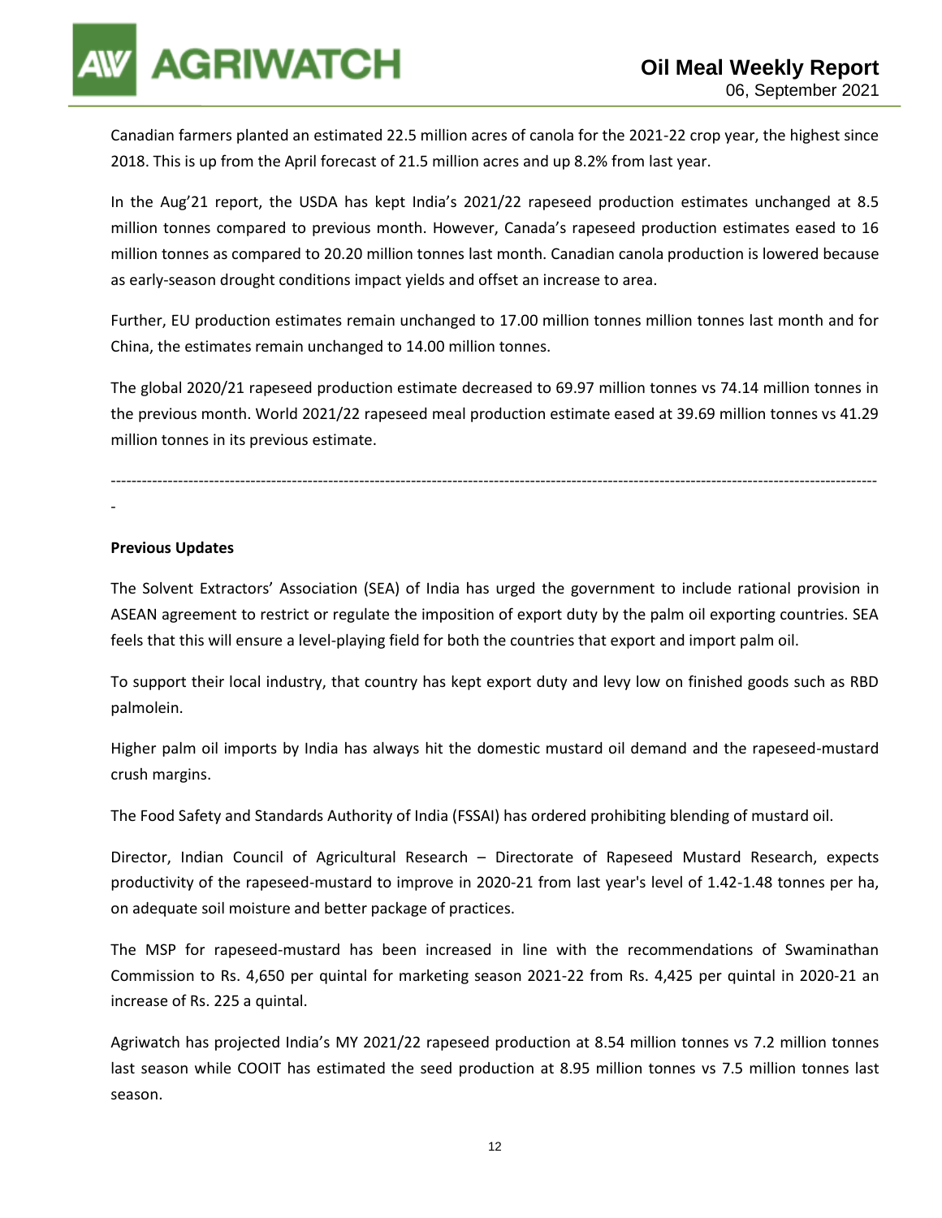Canadian farmers planted an estimated 22.5 million acres of canola for the 2021-22 crop year, the highest since 2018. This is up from the April forecast of 21.5 million acres and up 8.2% from last year.

In the Aug'21 report, the USDA has kept India's 2021/22 rapeseed production estimates unchanged at 8.5 million tonnes compared to previous month. However, Canada's rapeseed production estimates eased to 16 million tonnes as compared to 20.20 million tonnes last month. Canadian canola production is lowered because as early-season drought conditions impact yields and offset an increase to area.

Further, EU production estimates remain unchanged to 17.00 million tonnes million tonnes last month and for China, the estimates remain unchanged to 14.00 million tonnes.

The global 2020/21 rapeseed production estimate decreased to 69.97 million tonnes vs 74.14 million tonnes in the previous month. World 2021/22 rapeseed meal production estimate eased at 39.69 million tonnes vs 41.29 million tonnes in its previous estimate.

---

**Previous Updates**

The Solvent Extractors' Association (SEA) of India has urged the government to include rational provision in ASEAN agreement to restrict or regulate the imposition of export duty by the palm oil exporting countries. SEA feels that this will ensure a level-playing field for both the countries that export and import palm oil.

To support their local industry, that country has kept export duty and levy low on finished goods such as RBD palmolein.

Higher palm oil imports by India has always hit the domestic mustard oil demand and the rapeseed-mustard crush margins.

The Food Safety and Standards Authority of India (FSSAI) has ordered prohibiting blending of mustard oil.

Director, Indian Council of Agricultural Research – Directorate of Rapeseed Mustard Research, expects productivity of the rapeseed-mustard to improve in 2020-21 from last year's level of 1.42-1.48 tonnes per ha, on adequate soil moisture and better package of practices.

The MSP for rapeseed-mustard has been increased in line with the recommendations of Swaminathan Commission to Rs. 4,650 per quintal for marketing season 2021-22 from Rs. 4,425 per quintal in 2020-21 an increase of Rs. 225 a quintal.

Agriwatch has projected India's MY 2021/22 rapeseed production at 8.54 million tonnes vs 7.2 million tonnes last season while COOIT has estimated the seed production at 8.95 million tonnes vs 7.5 million tonnes last season.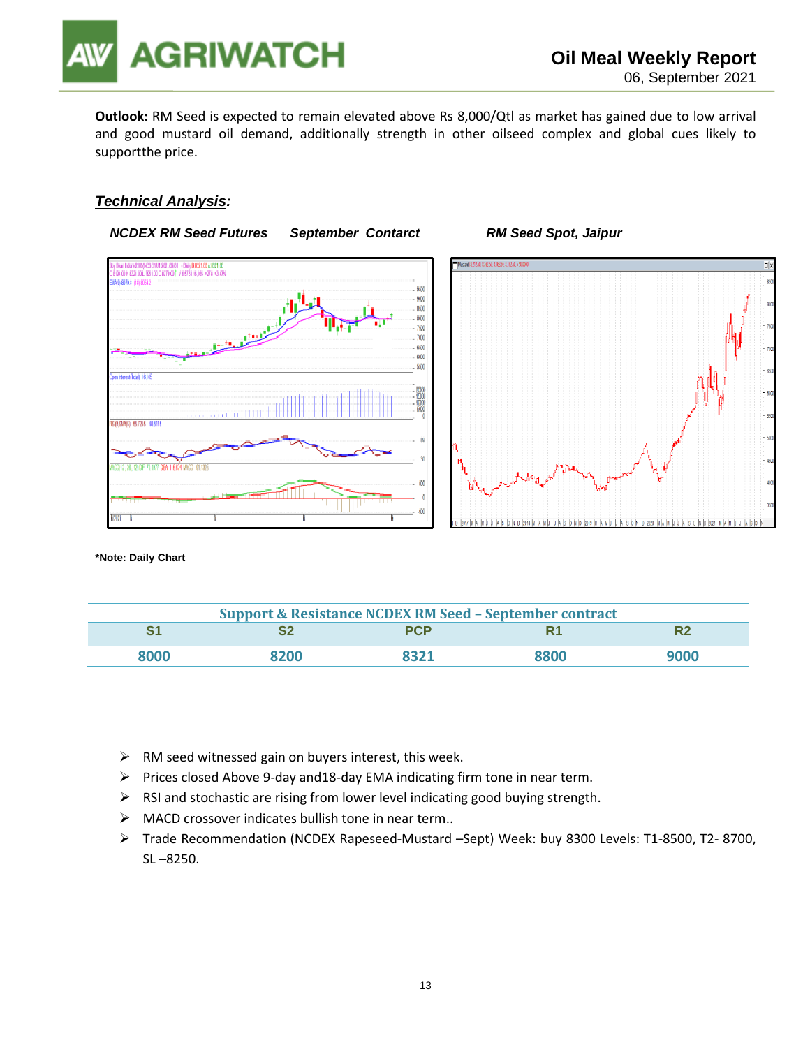**Outlook:** RM Seed is expected to remain elevated above Rs 8,000/Qtl as market has gained due to low arrival and good mustard oil demand, additionally strength in other oilseed complex and global cues likely to supportthe price.

## ***Technical Analysis:***

***NCDEX RM Seed Futures September Contarct*** ***RM Seed Spot, Jaipur***

**\*Note: Daily Chart**

| Support & Resistance NCDEX RM Seed – September contract | | | | |
|---|---|---|---|---|
| **S1** | **S2** | **PCP** | **R1** | **R2** |
| 8000 | 8200 | 8321 | 8800 | 9000 |

- RM seed witnessed gain on buyers interest, this week.
- Prices closed Above 9-day and18-day EMA indicating firm tone in near term.
- RSI and stochastic are rising from lower level indicating good buying strength.
- MACD crossover indicates bullish tone in near term..
- Trade Recommendation (NCDEX Rapeseed-Mustard –Sept) Week: buy 8300 Levels: T1-8500, T2- 8700, SL –8250.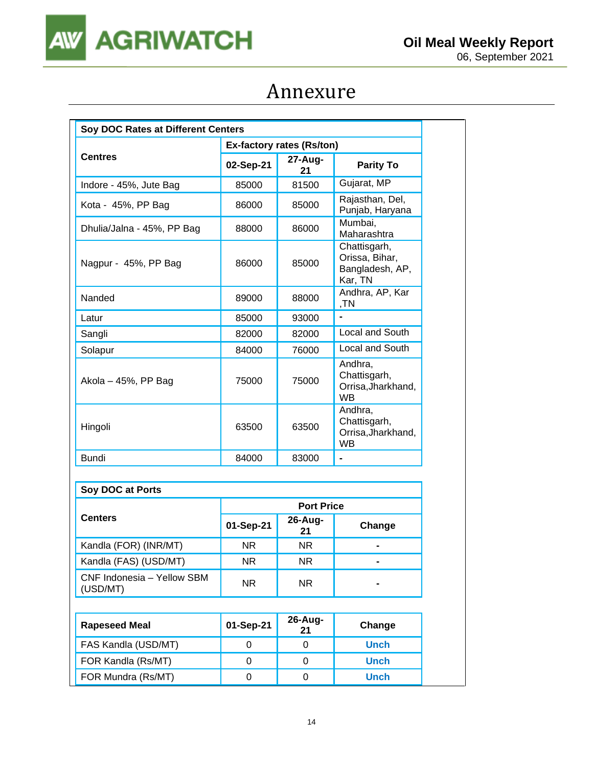# Annexure

| Soy DOC Rates at Different Centers | | | |
|---|---|---|---|
| Centres | Ex-factory rates (Rs/ton) | | |
| | 02-Sep-21 | 27-Aug-21 | Parity To |
| Indore - 45%, Jute Bag | 85000 | 81500 | Gujarat, MP |
| Kota - 45%, PP Bag | 86000 | 85000 | Rajasthan, Del, Punjab, Haryana |
| Dhulia/Jalna - 45%, PP Bag | 88000 | 86000 | Mumbai, Maharashtra |
| Nagpur - 45%, PP Bag | 86000 | 85000 | Chattisgarh, Orissa, Bihar, Bangladesh, AP, Kar, TN |
| Nanded | 89000 | 88000 | Andhra, AP, Kar ,TN |
| Latur | 85000 | 93000 | - |
| Sangli | 82000 | 82000 | Local and South |
| Solapur | 84000 | 76000 | Local and South |
| Akola – 45%, PP Bag | 75000 | 75000 | Andhra, Chattisgarh, Orrisa,Jharkhand, WB |
| Hingoli | 63500 | 63500 | Andhra, Chattisgarh, Orrisa,Jharkhand, WB |
| Bundi | 84000 | 83000 | - |

| Soy DOC at Ports | | | |
|---|---|---|---|
| Centers | Port Price | | |
| | 01-Sep-21 | 26-Aug-21 | Change |
| Kandla (FOR) (INR/MT) | NR | NR | - |
| Kandla (FAS) (USD/MT) | NR | NR | - |
| CNF Indonesia – Yellow SBM (USD/MT) | NR | NR | - |

| Rapeseed Meal | 01-Sep-21 | 26-Aug-21 | Change |
|---|---|---|---|
| FAS Kandla (USD/MT) | 0 | 0 | Unch |
| FOR Kandla (Rs/MT) | 0 | 0 | Unch |
| FOR Mundra (Rs/MT) | 0 | 0 | Unch |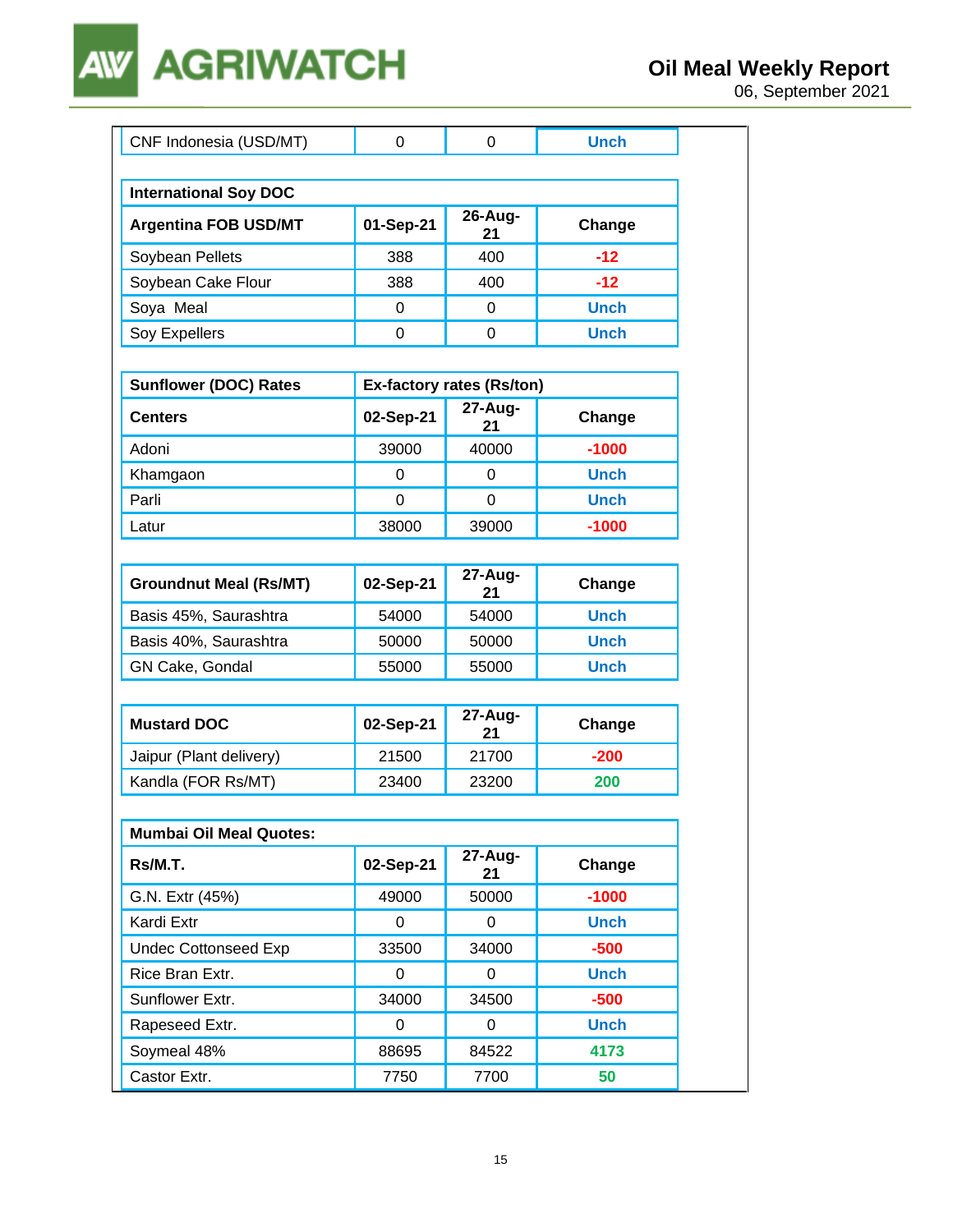| CNF Indonesia (USD/MT) | 0 | 0 | Unch |
|---|---|---|---|

| International Soy DOC | | | |
|---|---|---|---|
| **Argentina FOB USD/MT** | **01-Sep-21** | **26-Aug-21** | **Change** |
| Soybean Pellets | 388 | 400 | -12 |
| Soybean Cake Flour | 388 | 400 | -12 |
| Soya Meal | 0 | 0 | Unch |
| Soy Expellers | 0 | 0 | Unch |

| Sunflower (DOC) Rates | Ex-factory rates (Rs/ton) | | |
|---|---|---|---|
| **Centers** | **02-Sep-21** | **27-Aug-21** | **Change** |
| Adoni | 39000 | 40000 | -1000 |
| Khamgaon | 0 | 0 | Unch |
| Parli | 0 | 0 | Unch |
| Latur | 38000 | 39000 | -1000 |

| Groundnut Meal (Rs/MT) | 02-Sep-21 | 27-Aug-21 | Change |
|---|---|---|---|
| Basis 45%, Saurashtra | 54000 | 54000 | Unch |
| Basis 40%, Saurashtra | 50000 | 50000 | Unch |
| GN Cake, Gondal | 55000 | 55000 | Unch |

| Mustard DOC | 02-Sep-21 | 27-Aug-21 | Change |
|---|---|---|---|
| Jaipur (Plant delivery) | 21500 | 21700 | -200 |
| Kandla (FOR Rs/MT) | 23400 | 23200 | 200 |

| Mumbai Oil Meal Quotes: | | | |
|---|---|---|---|
| **Rs/M.T.** | **02-Sep-21** | **27-Aug-21** | **Change** |
| G.N. Extr (45%) | 49000 | 50000 | -1000 |
| Kardi Extr | 0 | 0 | Unch |
| Undec Cottonseed Exp | 33500 | 34000 | -500 |
| Rice Bran Extr. | 0 | 0 | Unch |
| Sunflower Extr. | 34000 | 34500 | -500 |
| Rapeseed Extr. | 0 | 0 | Unch |
| Soymeal 48% | 88695 | 84522 | 4173 |
| Castor Extr. | 7750 | 7700 | 50 |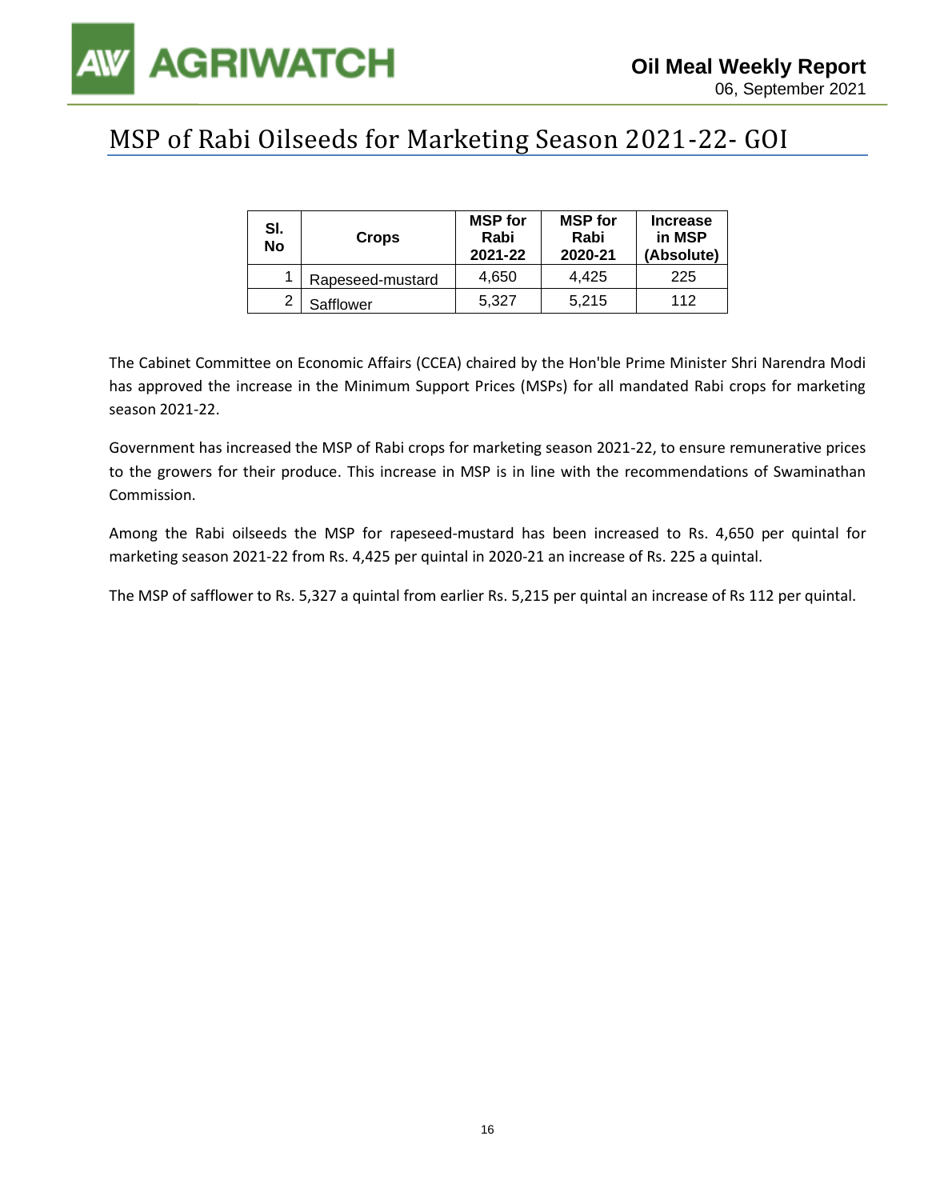# MSP of Rabi Oilseeds for Marketing Season 2021-22- GOI

| Sl. No | Crops | MSP for Rabi 2021-22 | MSP for Rabi 2020-21 | Increase in MSP (Absolute) |
|---|---|---|---|---|
| 1 | Rapeseed-mustard | 4,650 | 4,425 | 225 |
| 2 | Safflower | 5,327 | 5,215 | 112 |

The Cabinet Committee on Economic Affairs (CCEA) chaired by the Hon'ble Prime Minister Shri Narendra Modi has approved the increase in the Minimum Support Prices (MSPs) for all mandated Rabi crops for marketing season 2021-22.

Government has increased the MSP of Rabi crops for marketing season 2021-22, to ensure remunerative prices to the growers for their produce. This increase in MSP is in line with the recommendations of Swaminathan Commission.

Among the Rabi oilseeds the MSP for rapeseed-mustard has been increased to Rs. 4,650 per quintal for marketing season 2021-22 from Rs. 4,425 per quintal in 2020-21 an increase of Rs. 225 a quintal.

The MSP of safflower to Rs. 5,327 a quintal from earlier Rs. 5,215 per quintal an increase of Rs 112 per quintal.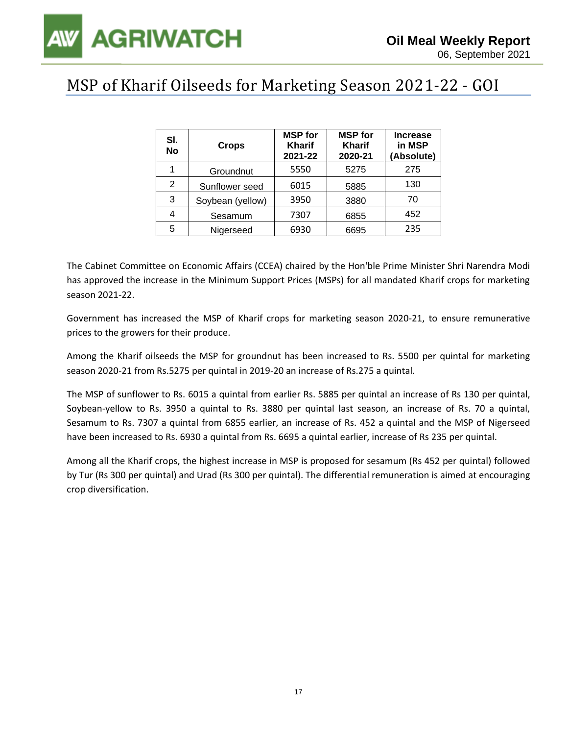# MSP of Kharif Oilseeds for Marketing Season 2021-22 - GOI

| Sl. No | Crops | MSP for Kharif 2021-22 | MSP for Kharif 2020-21 | Increase in MSP (Absolute) |
|---|---|---|---|---|
| 1 | Groundnut | 5550 | 5275 | 275 |
| 2 | Sunflower seed | 6015 | 5885 | 130 |
| 3 | Soybean (yellow) | 3950 | 3880 | 70 |
| 4 | Sesamum | 7307 | 6855 | 452 |
| 5 | Nigerseed | 6930 | 6695 | 235 |

The Cabinet Committee on Economic Affairs (CCEA) chaired by the Hon'ble Prime Minister Shri Narendra Modi has approved the increase in the Minimum Support Prices (MSPs) for all mandated Kharif crops for marketing season 2021-22.

Government has increased the MSP of Kharif crops for marketing season 2020-21, to ensure remunerative prices to the growers for their produce.

Among the Kharif oilseeds the MSP for groundnut has been increased to Rs. 5500 per quintal for marketing season 2020-21 from Rs.5275 per quintal in 2019-20 an increase of Rs.275 a quintal.

The MSP of sunflower to Rs. 6015 a quintal from earlier Rs. 5885 per quintal an increase of Rs 130 per quintal, Soybean-yellow to Rs. 3950 a quintal to Rs. 3880 per quintal last season, an increase of Rs. 70 a quintal, Sesamum to Rs. 7307 a quintal from 6855 earlier, an increase of Rs. 452 a quintal and the MSP of Nigerseed have been increased to Rs. 6930 a quintal from Rs. 6695 a quintal earlier, increase of Rs 235 per quintal.

Among all the Kharif crops, the highest increase in MSP is proposed for sesamum (Rs 452 per quintal) followed by Tur (Rs 300 per quintal) and Urad (Rs 300 per quintal). The differential remuneration is aimed at encouraging crop diversification.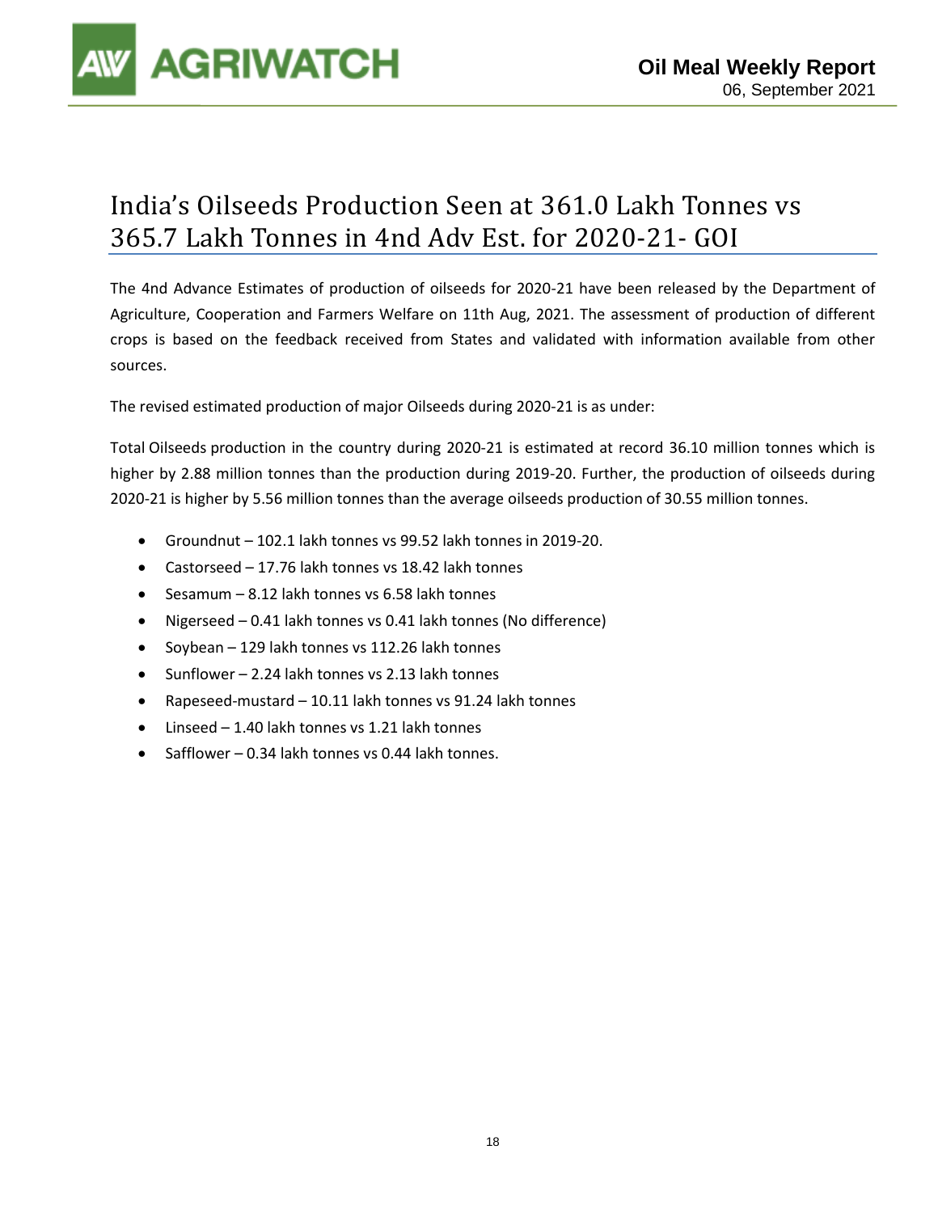# India's Oilseeds Production Seen at 361.0 Lakh Tonnes vs 365.7 Lakh Tonnes in 4nd Adv Est. for 2020-21- GOI

The 4nd Advance Estimates of production of oilseeds for 2020-21 have been released by the Department of Agriculture, Cooperation and Farmers Welfare on 11th Aug, 2021. The assessment of production of different crops is based on the feedback received from States and validated with information available from other sources.

The revised estimated production of major Oilseeds during 2020-21 is as under:

Total Oilseeds production in the country during 2020-21 is estimated at record 36.10 million tonnes which is higher by 2.88 million tonnes than the production during 2019-20. Further, the production of oilseeds during 2020-21 is higher by 5.56 million tonnes than the average oilseeds production of 30.55 million tonnes.

- Groundnut – 102.1 lakh tonnes vs 99.52 lakh tonnes in 2019-20.
- Castorseed – 17.76 lakh tonnes vs 18.42 lakh tonnes
- Sesamum – 8.12 lakh tonnes vs 6.58 lakh tonnes
- Nigerseed – 0.41 lakh tonnes vs 0.41 lakh tonnes (No difference)
- Soybean – 129 lakh tonnes vs 112.26 lakh tonnes
- Sunflower – 2.24 lakh tonnes vs 2.13 lakh tonnes
- Rapeseed-mustard – 10.11 lakh tonnes vs 91.24 lakh tonnes
- Linseed – 1.40 lakh tonnes vs 1.21 lakh tonnes
- Safflower – 0.34 lakh tonnes vs 0.44 lakh tonnes.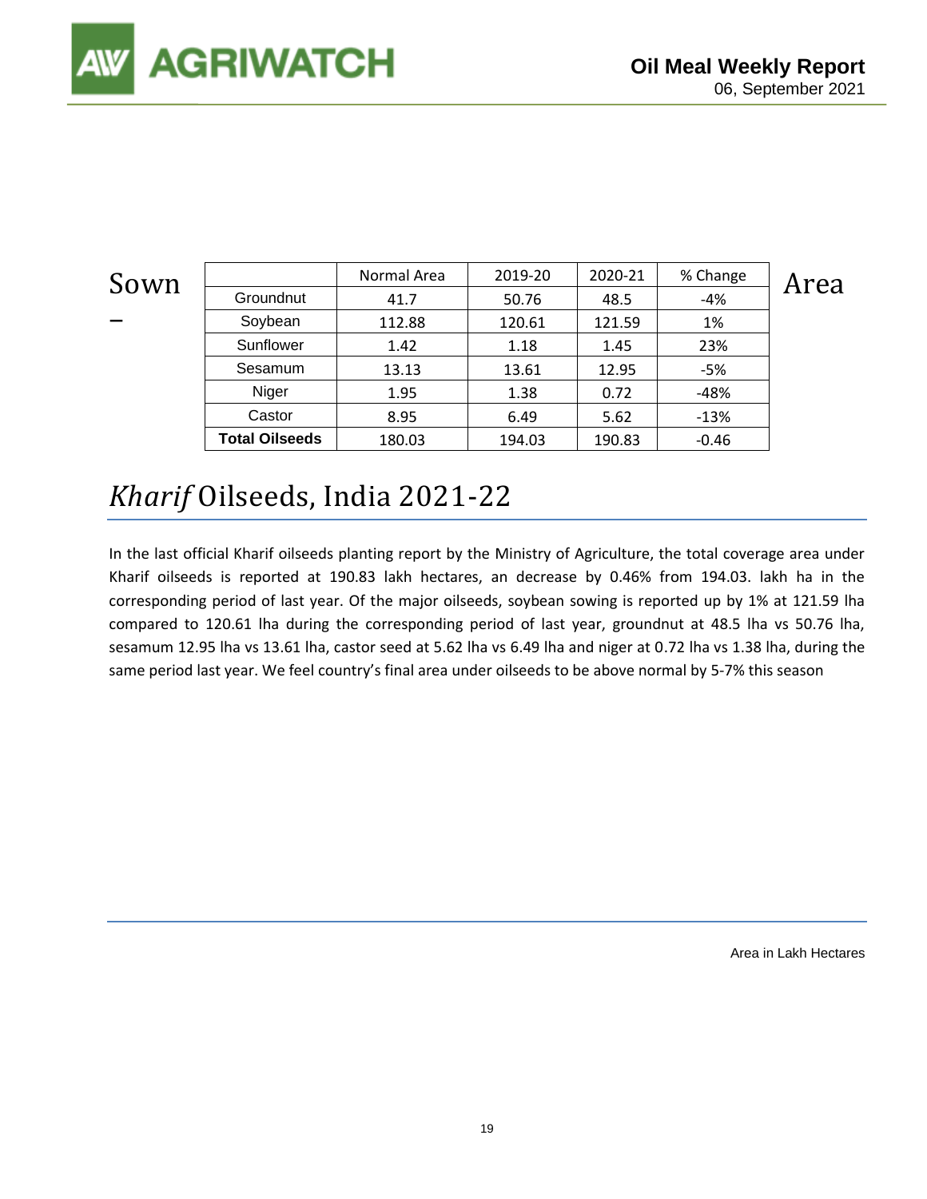Sown – Area

|  | Normal Area | 2019-20 | 2020-21 | % Change |
|---|---|---|---|---|
| Groundnut | 41.7 | 50.76 | 48.5 | -4% |
| Soybean | 112.88 | 120.61 | 121.59 | 1% |
| Sunflower | 1.42 | 1.18 | 1.45 | 23% |
| Sesamum | 13.13 | 13.61 | 12.95 | -5% |
| Niger | 1.95 | 1.38 | 0.72 | -48% |
| Castor | 8.95 | 6.49 | 5.62 | -13% |
| **Total Oilseeds** | 180.03 | 194.03 | 190.83 | -0.46 |

## *Kharif* Oilseeds, India 2021-22

In the last official Kharif oilseeds planting report by the Ministry of Agriculture, the total coverage area under Kharif oilseeds is reported at 190.83 lakh hectares, an decrease by 0.46% from 194.03. lakh ha in the corresponding period of last year. Of the major oilseeds, soybean sowing is reported up by 1% at 121.59 lha compared to 120.61 lha during the corresponding period of last year, groundnut at 48.5 lha vs 50.76 lha, sesamum 12.95 lha vs 13.61 lha, castor seed at 5.62 lha vs 6.49 lha and niger at 0.72 lha vs 1.38 lha, during the same period last year. We feel country's final area under oilseeds to be above normal by 5-7% this season

Area in Lakh Hectares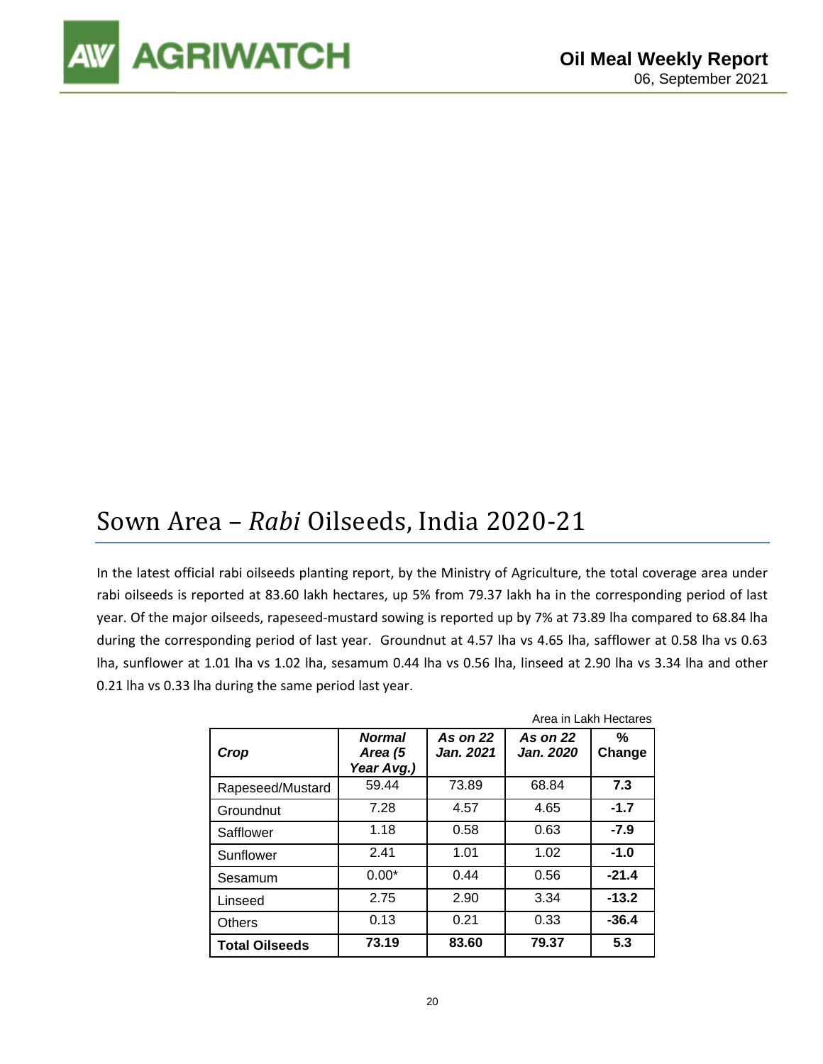## Sown Area – *Rabi* Oilseeds, India 2020-21

In the latest official rabi oilseeds planting report, by the Ministry of Agriculture, the total coverage area under rabi oilseeds is reported at 83.60 lakh hectares, up 5% from 79.37 lakh ha in the corresponding period of last year. Of the major oilseeds, rapeseed-mustard sowing is reported up by 7% at 73.89 lha compared to 68.84 lha during the corresponding period of last year. Groundnut at 4.57 lha vs 4.65 lha, safflower at 0.58 lha vs 0.63 lha, sunflower at 1.01 lha vs 1.02 lha, sesamum 0.44 lha vs 0.56 lha, linseed at 2.90 lha vs 3.34 lha and other 0.21 lha vs 0.33 lha during the same period last year.

Area in Lakh Hectares

| Crop | Normal Area (5 Year Avg.) | As on 22 Jan. 2021 | As on 22 Jan. 2020 | % Change |
|---|---|---|---|---|
| Rapeseed/Mustard | 59.44 | 73.89 | 68.84 | **7.3** |
| Groundnut | 7.28 | 4.57 | 4.65 | **-1.7** |
| Safflower | 1.18 | 0.58 | 0.63 | **-7.9** |
| Sunflower | 2.41 | 1.01 | 1.02 | **-1.0** |
| Sesamum | 0.00* | 0.44 | 0.56 | **-21.4** |
| Linseed | 2.75 | 2.90 | 3.34 | **-13.2** |
| Others | 0.13 | 0.21 | 0.33 | **-36.4** |
| **Total Oilseeds** | **73.19** | **83.60** | **79.37** | **5.3** |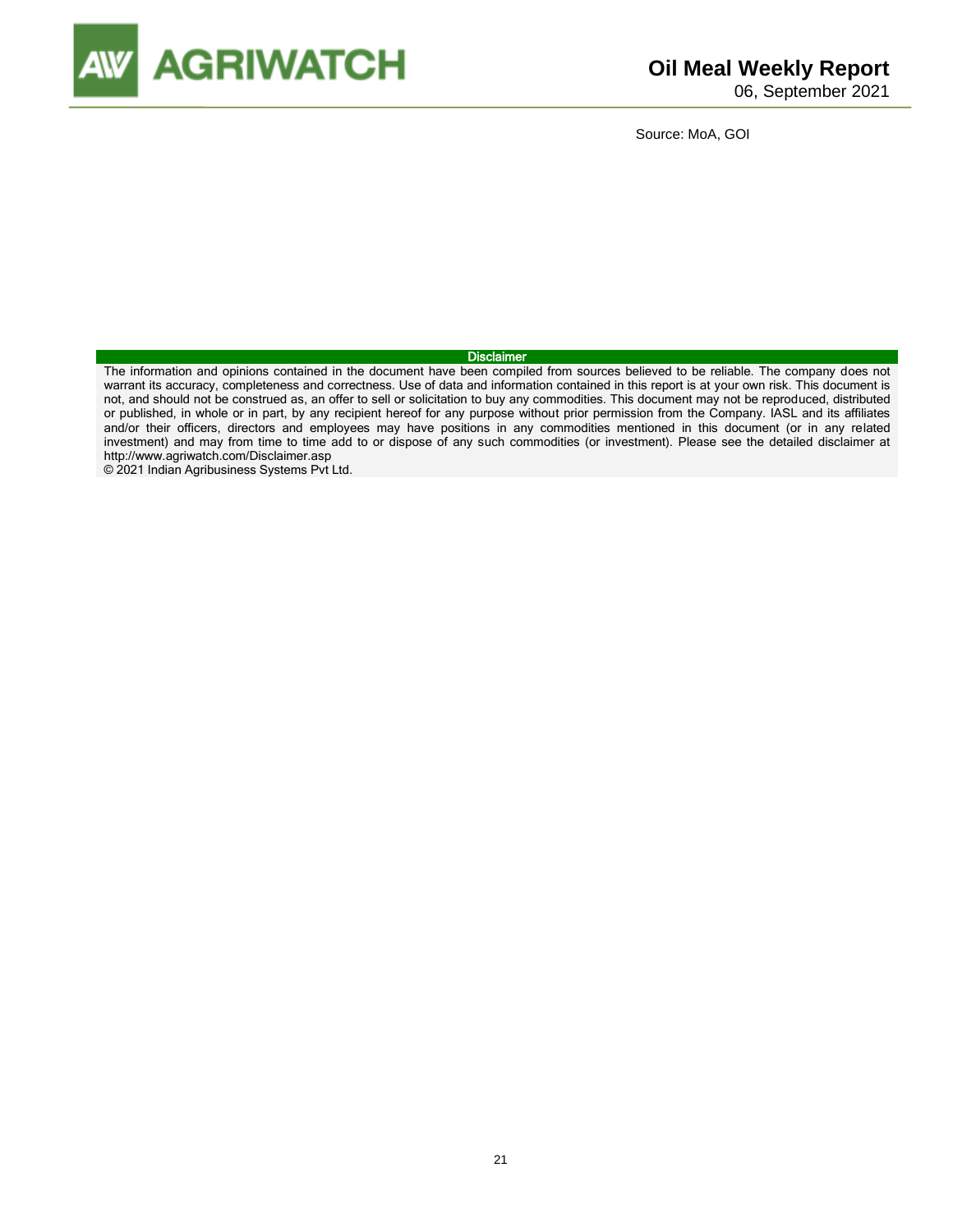Source: MoA, GOI

**Disclaimer**

The information and opinions contained in the document have been compiled from sources believed to be reliable. The company does not warrant its accuracy, completeness and correctness. Use of data and information contained in this report is at your own risk. This document is not, and should not be construed as, an offer to sell or solicitation to buy any commodities. This document may not be reproduced, distributed or published, in whole or in part, by any recipient hereof for any purpose without prior permission from the Company. IASL and its affiliates and/or their officers, directors and employees may have positions in any commodities mentioned in this document (or in any related investment) and may from time to time add to or dispose of any such commodities (or investment). Please see the detailed disclaimer at http://www.agriwatch.com/Disclaimer.asp

© 2021 Indian Agribusiness Systems Pvt Ltd.